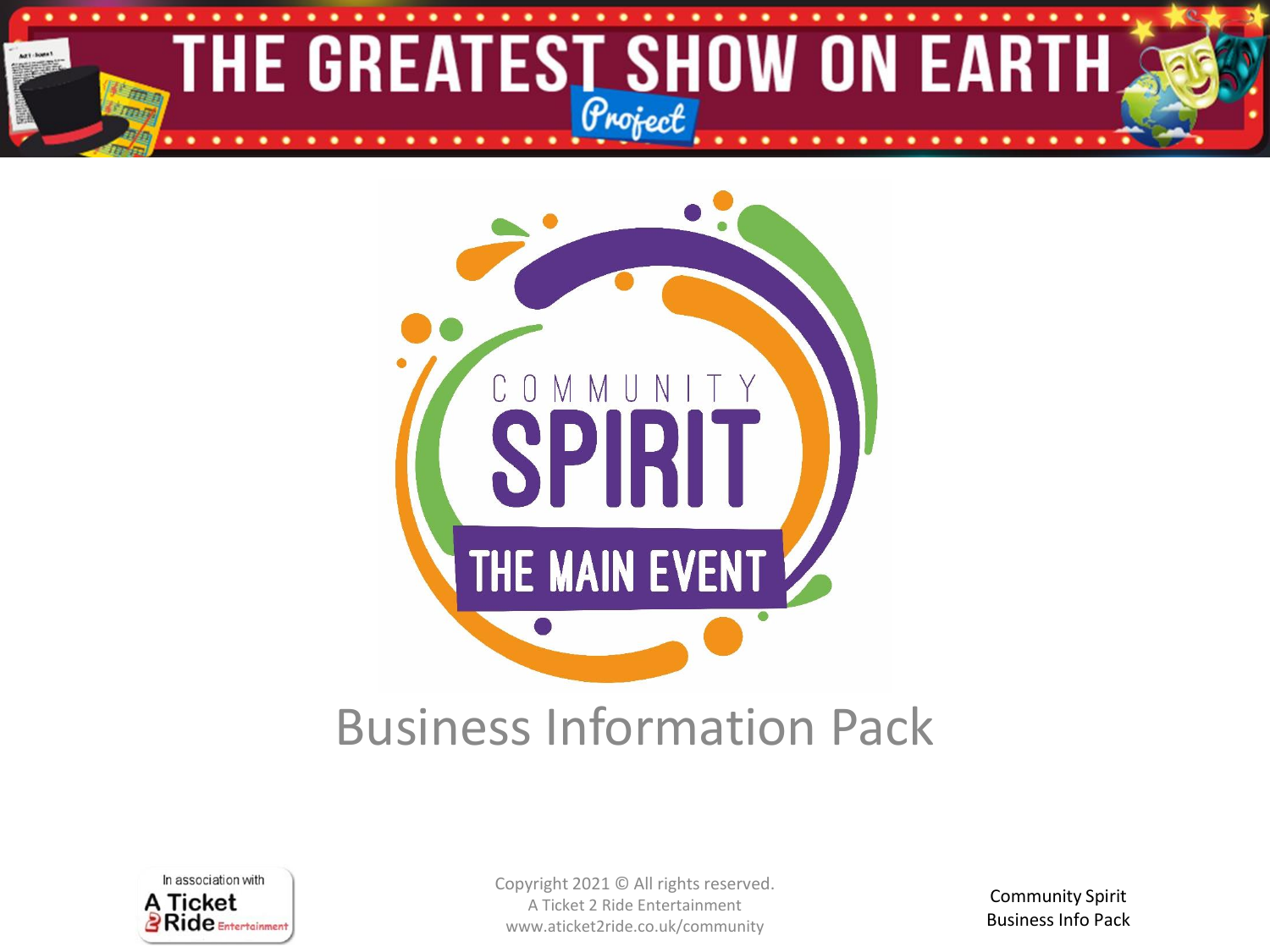# THE GREATEST SHOW ON EARTH

Project

COMMUNITY

SPIRIT

THE MAIN EVENT

## Business Information Pack

In association with A Ticket 2 Ride Entertainment

Copyright 2021 © All rights reserved.
A Ticket 2 Ride Entertainment
www.aticket2ride.co.uk/community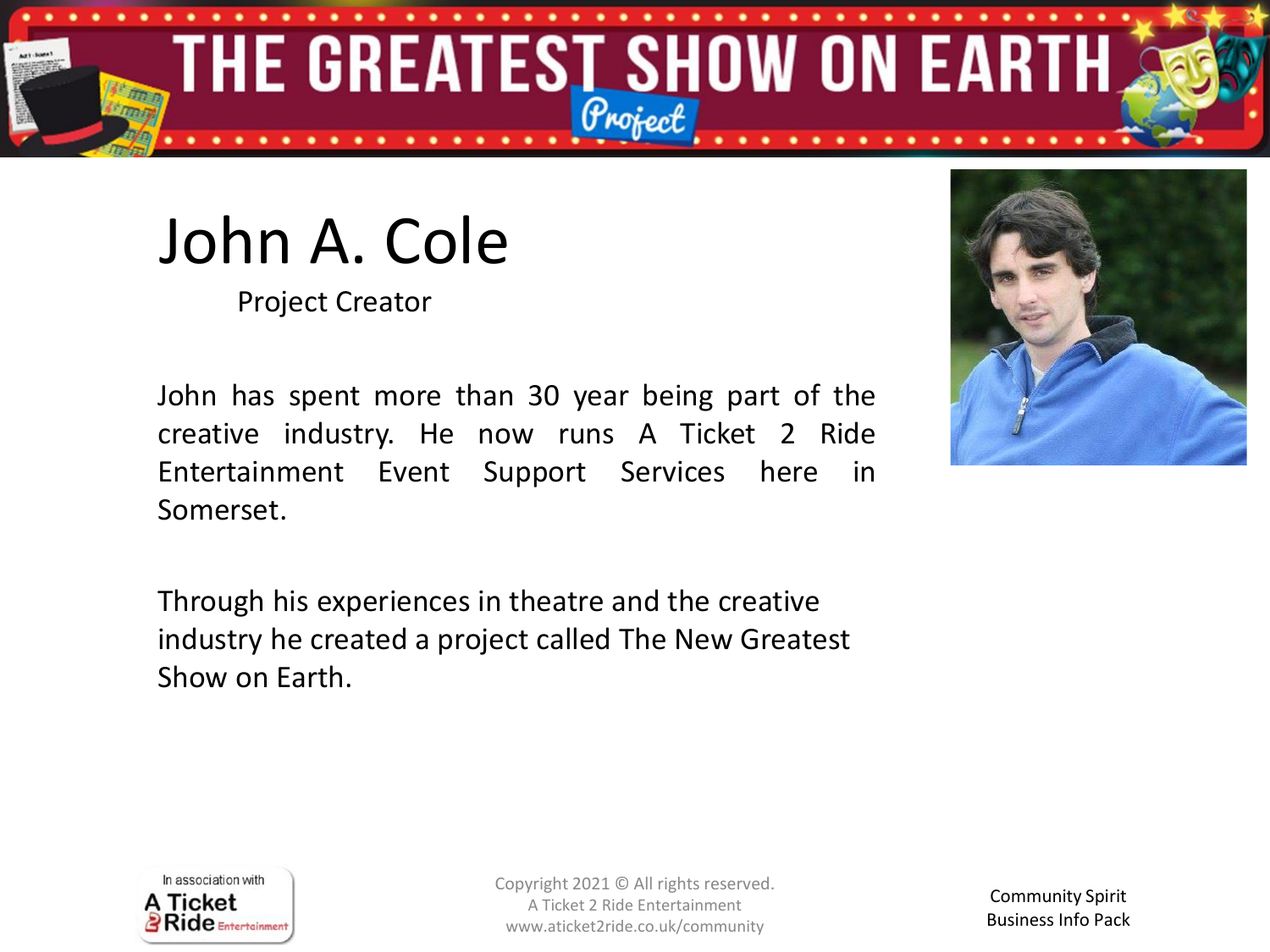# John A. Cole

Project Creator

John has spent more than 30 year being part of the creative industry. He now runs A Ticket 2 Ride Entertainment Event Support Services here in Somerset.

Through his experiences in theatre and the creative industry he created a project called The New Greatest Show on Earth.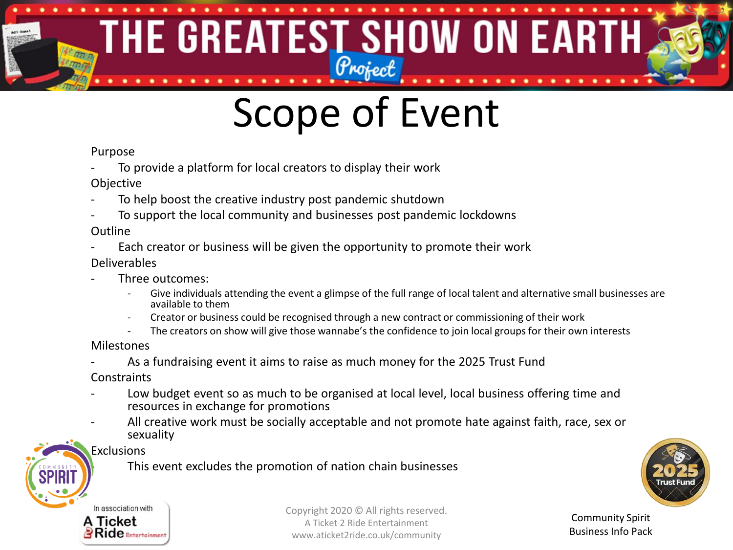# Scope of Event

Purpose

- To provide a platform for local creators to display their work

Objective

- To help boost the creative industry post pandemic shutdown
- To support the local community and businesses post pandemic lockdowns

Outline

- Each creator or business will be given the opportunity to promote their work

Deliverables

- Three outcomes:
  - Give individuals attending the event a glimpse of the full range of local talent and alternative small businesses are available to them
  - Creator or business could be recognised through a new contract or commissioning of their work
  - The creators on show will give those wannabe's the confidence to join local groups for their own interests

Milestones

- As a fundraising event it aims to raise as much money for the 2025 Trust Fund

Constraints

- Low budget event so as much to be organised at local level, local business offering time and resources in exchange for promotions
- All creative work must be socially acceptable and not promote hate against faith, race, sex or sexuality

Exclusions

- This event excludes the promotion of nation chain businesses

Copyright 2020 © All rights reserved.
A Ticket 2 Ride Entertainment
www.aticket2ride.co.uk/community

Community Spirit
Business Info Pack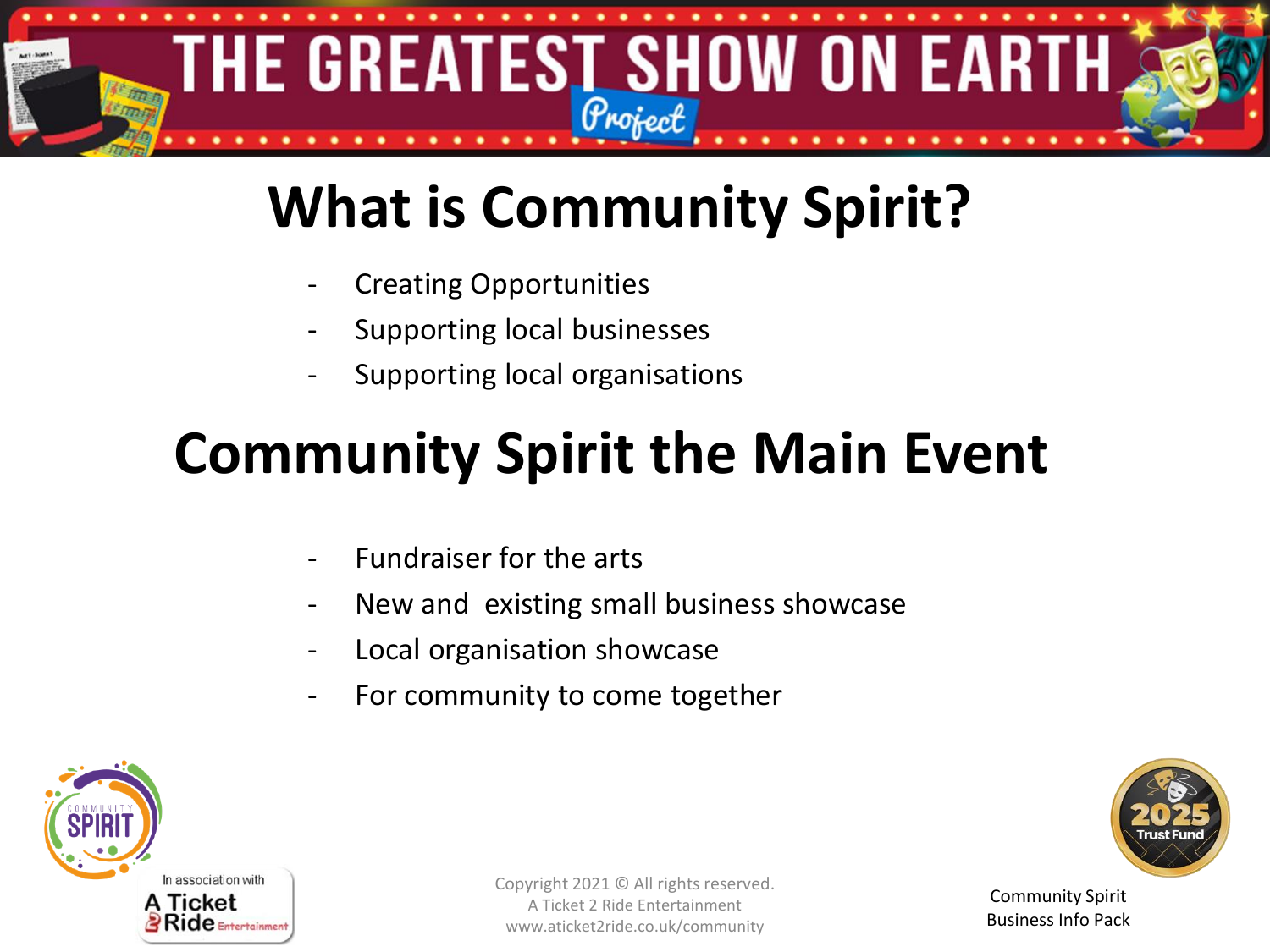# What is Community Spirit?

- Creating Opportunities
- Supporting local businesses
- Supporting local organisations

# Community Spirit the Main Event

- Fundraiser for the arts
- New and existing small business showcase
- Local organisation showcase
- For community to come together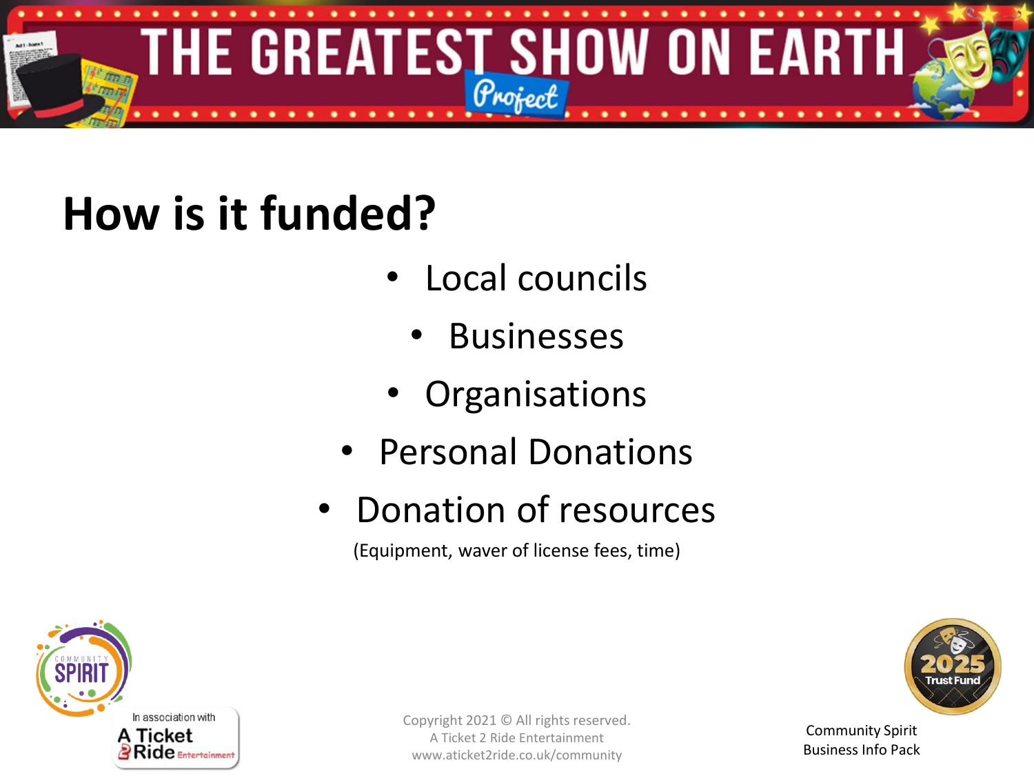# How is it funded?

- Local councils
- Businesses
- Organisations
- Personal Donations
- Donation of resources

(Equipment, waver of license fees, time)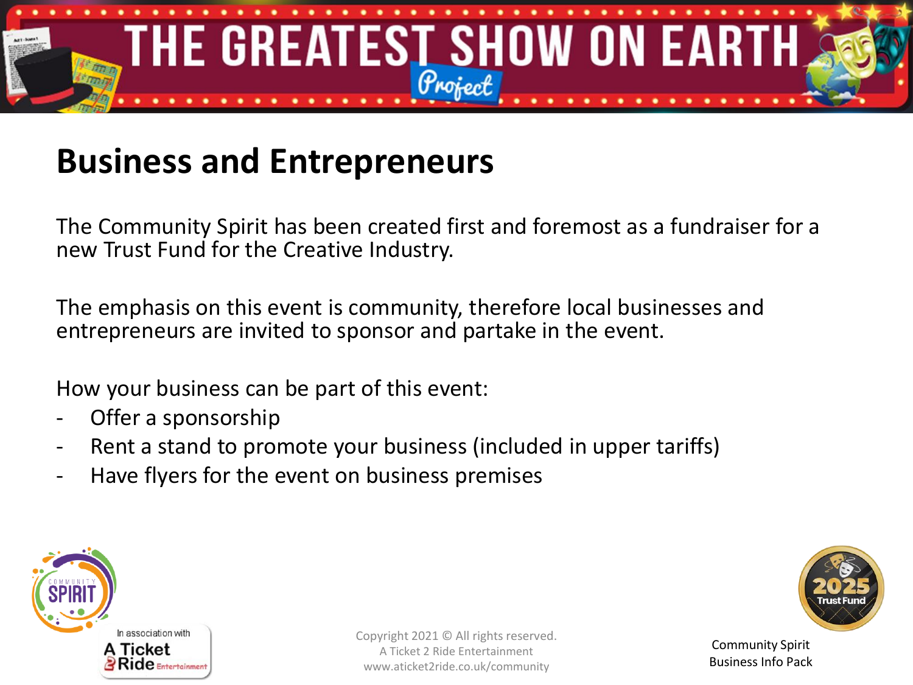## Business and Entrepreneurs

The Community Spirit has been created first and foremost as a fundraiser for a new Trust Fund for the Creative Industry.

The emphasis on this event is community, therefore local businesses and entrepreneurs are invited to sponsor and partake in the event.

How your business can be part of this event:

- Offer a sponsorship
- Rent a stand to promote your business (included in upper tariffs)
- Have flyers for the event on business premises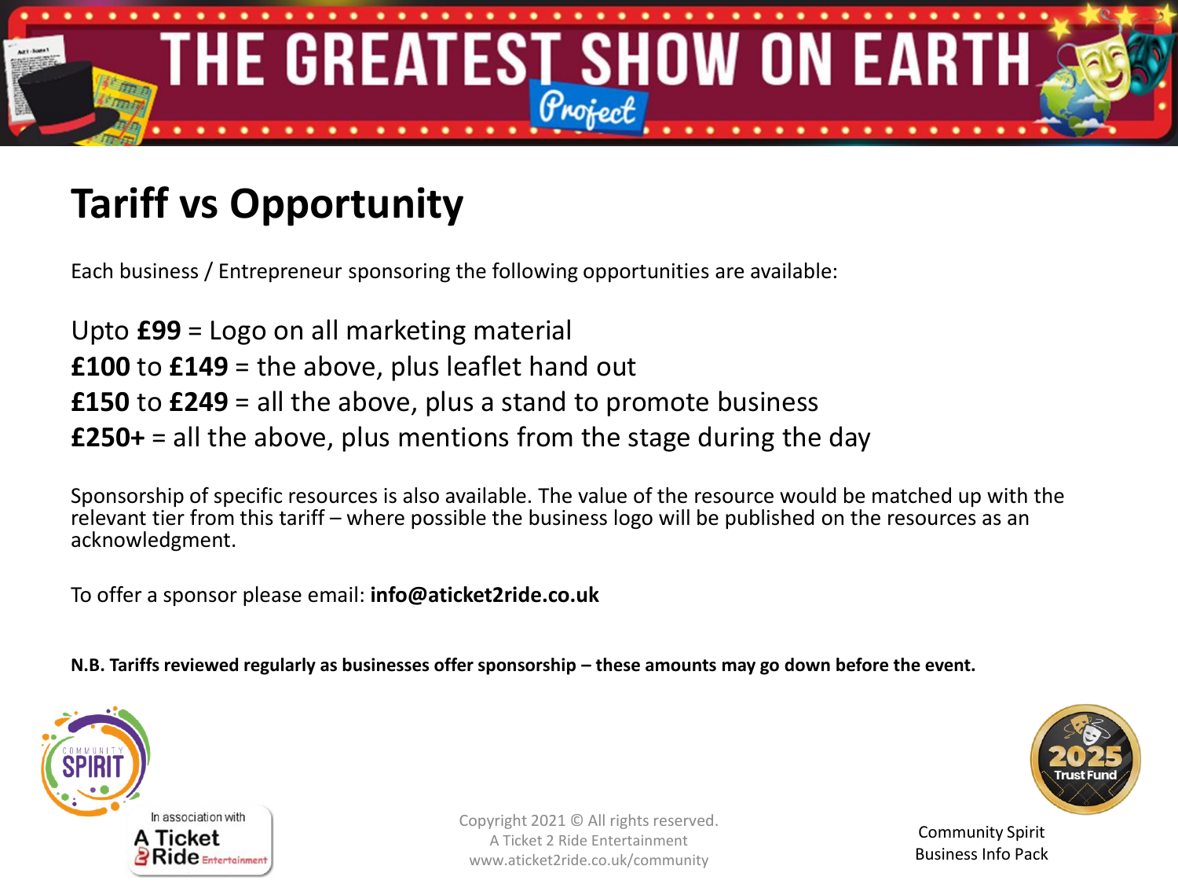# Tariff vs Opportunity

Each business / Entrepreneur sponsoring the following opportunities are available:

Upto **£99** = Logo on all marketing material
**£100** to **£149** = the above, plus leaflet hand out
**£150** to **£249** = all the above, plus a stand to promote business
**£250+** = all the above, plus mentions from the stage during the day

Sponsorship of specific resources is also available. The value of the resource would be matched up with the relevant tier from this tariff – where possible the business logo will be published on the resources as an acknowledgment.

To offer a sponsor please email: **info@aticket2ride.co.uk**

**N.B. Tariffs reviewed regularly as businesses offer sponsorship – these amounts may go down before the event.**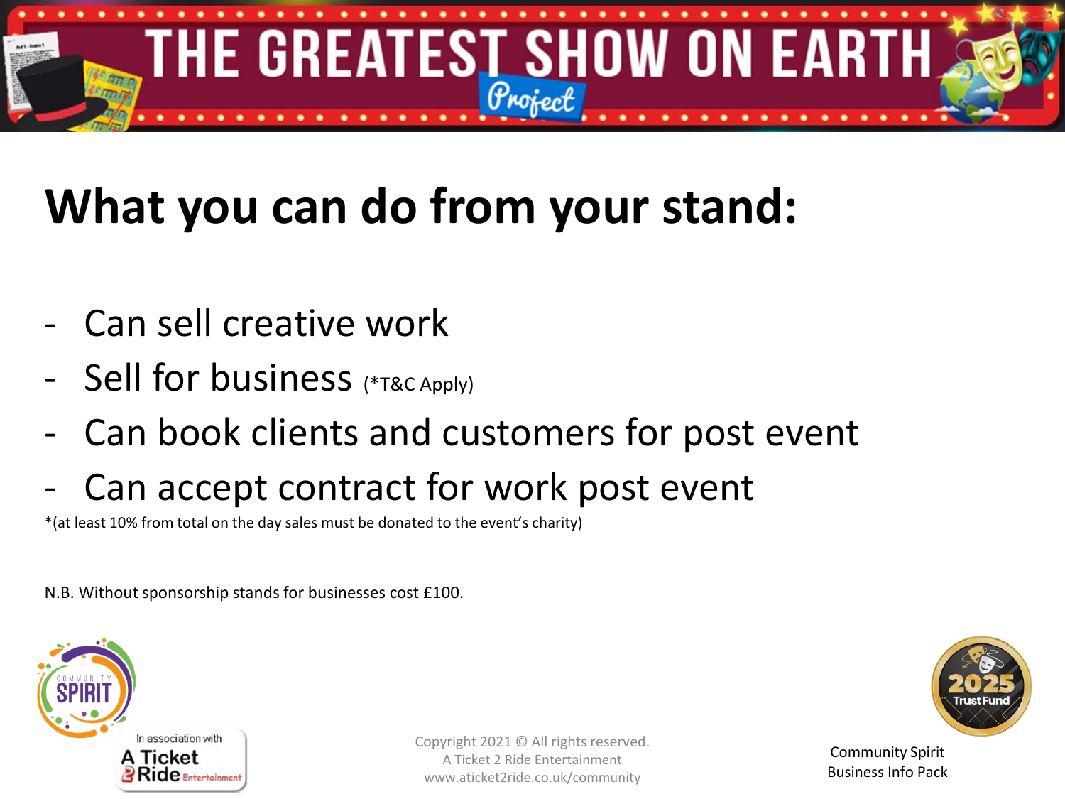# What you can do from your stand:

- Can sell creative work
- Sell for business (*T&C Apply)
- Can book clients and customers for post event
- Can accept contract for work post event

*(at least 10% from total on the day sales must be donated to the event's charity)

N.B. Without sponsorship stands for businesses cost £100.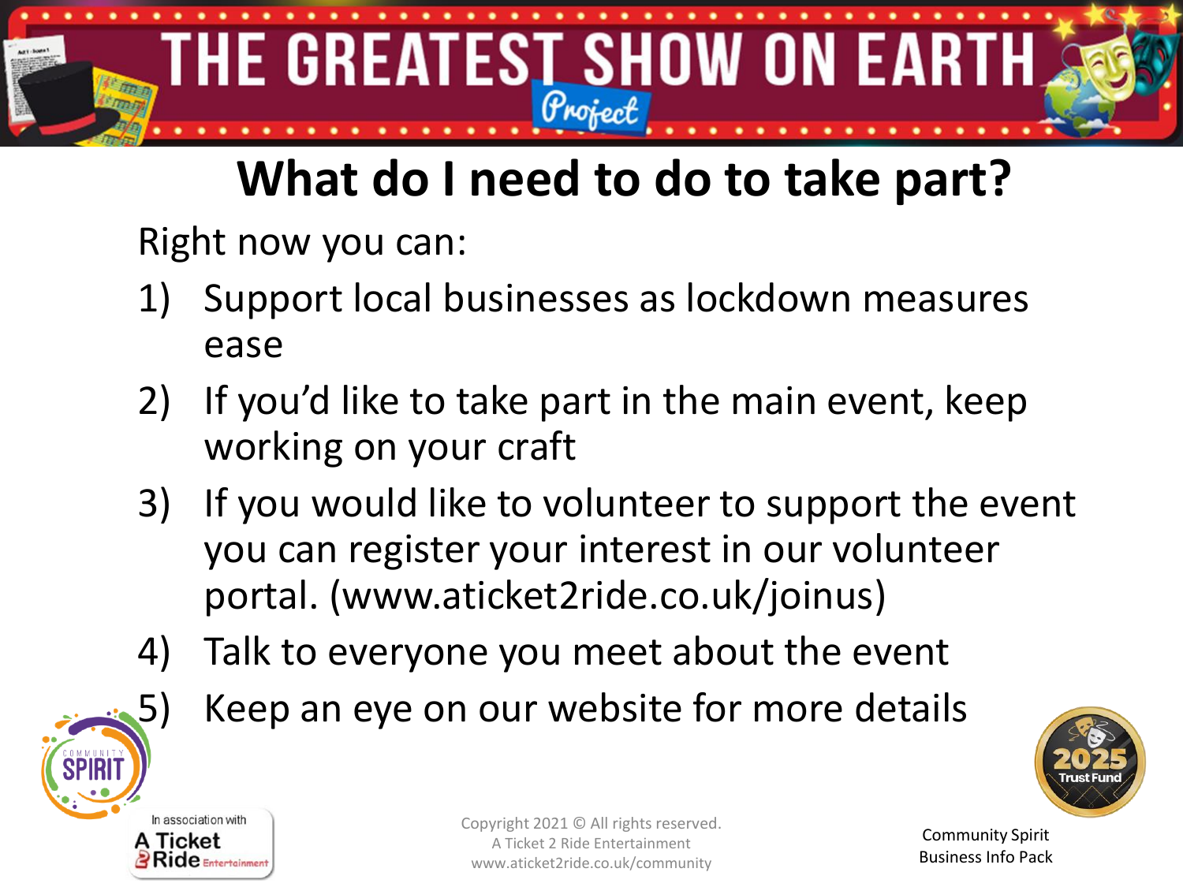# What do I need to do to take part?

Right now you can:

1) Support local businesses as lockdown measures ease
2) If you'd like to take part in the main event, keep working on your craft
3) If you would like to volunteer to support the event you can register your interest in our volunteer portal. (www.aticket2ride.co.uk/joinus)
4) Talk to everyone you meet about the event
5) Keep an eye on our website for more details

Copyright 2021 © All rights reserved.
A Ticket 2 Ride Entertainment
www.aticket2ride.co.uk/community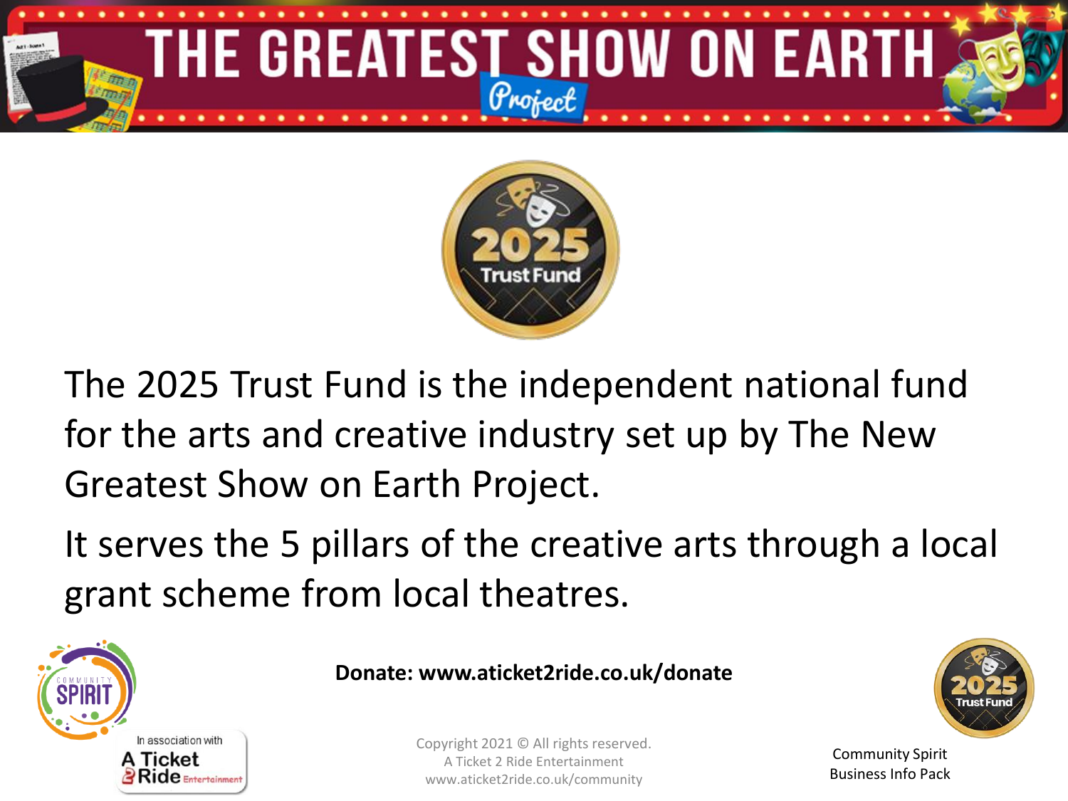# THE GREATEST SHOW ON EARTH

Project

2025 Trust Fund

The 2025 Trust Fund is the independent national fund for the arts and creative industry set up by The New Greatest Show on Earth Project.

It serves the 5 pillars of the creative arts through a local grant scheme from local theatres.

**Donate: www.aticket2ride.co.uk/donate**

Copyright 2021 © All rights reserved.
A Ticket 2 Ride Entertainment
www.aticket2ride.co.uk/community

Community Spirit
Business Info Pack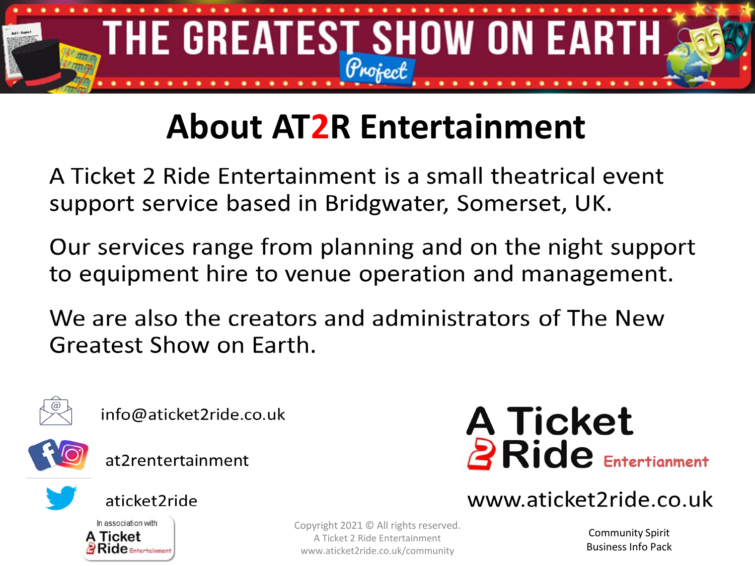# THE GREATEST SHOW ON EARTH Project

## About AT2R Entertainment

A Ticket 2 Ride Entertainment is a small theatrical event support service based in Bridgwater, Somerset, UK.

Our services range from planning and on the night support to equipment hire to venue operation and management.

We are also the creators and administrators of The New Greatest Show on Earth.

info@aticket2ride.co.uk

at2rentertainment

aticket2ride

A Ticket 2 Ride Entertainment

www.aticket2ride.co.uk

In association with A Ticket 2 Ride Entertainment

Copyright 2021 © All rights reserved.
A Ticket 2 Ride Entertainment
www.aticket2ride.co.uk/community

Community Spirit
Business Info Pack